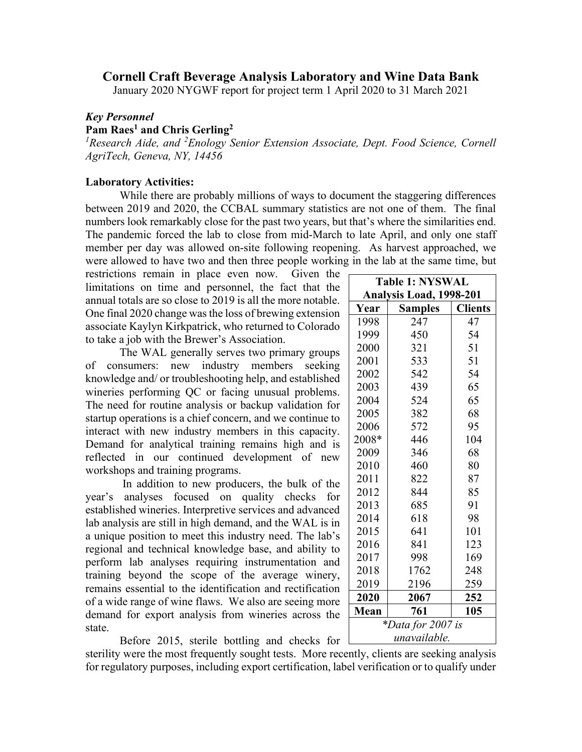# Cornell Craft Beverage Analysis Laboratory and Wine Data Bank

January 2020 NYGWF report for project term 1 April 2020 to 31 March 2021

***Key Personnel***

**Pam Raes[1] and Chris Gerling[2]**

*[1]Research Aide, and [2]Enology Senior Extension Associate, Dept. Food Science, Cornell AgriTech, Geneva, NY, 14456*

**Laboratory Activities:**

While there are probably millions of ways to document the staggering differences between 2019 and 2020, the CCBAL summary statistics are not one of them. The final numbers look remarkably close for the past two years, but that's where the similarities end. The pandemic forced the lab to close from mid-March to late April, and only one staff member per day was allowed on-site following reopening. As harvest approached, we were allowed to have two and then three people working in the lab at the same time, but restrictions remain in place even now. Given the limitations on time and personnel, the fact that the annual totals are so close to 2019 is all the more notable. One final 2020 change was the loss of brewing extension associate Kaylyn Kirkpatrick, who returned to Colorado to take a job with the Brewer's Association.

The WAL generally serves two primary groups of consumers: new industry members seeking knowledge and/ or troubleshooting help, and established wineries performing QC or facing unusual problems. The need for routine analysis or backup validation for startup operations is a chief concern, and we continue to interact with new industry members in this capacity. Demand for analytical training remains high and is reflected in our continued development of new workshops and training programs.

In addition to new producers, the bulk of the year's analyses focused on quality checks for established wineries. Interpretive services and advanced lab analysis are still in high demand, and the WAL is in a unique position to meet this industry need. The lab's regional and technical knowledge base, and ability to perform lab analyses requiring instrumentation and training beyond the scope of the average winery, remains essential to the identification and rectification of a wide range of wine flaws. We also are seeing more demand for export analysis from wineries across the state.

**Table 1: NYSWAL Analysis Load, 1998-201**

| Year | Samples | Clients |
|---|---|---|
| 1998 | 247 | 47 |
| 1999 | 450 | 54 |
| 2000 | 321 | 51 |
| 2001 | 533 | 51 |
| 2002 | 542 | 54 |
| 2003 | 439 | 65 |
| 2004 | 524 | 65 |
| 2005 | 382 | 68 |
| 2006 | 572 | 95 |
| 2008* | 446 | 104 |
| 2009 | 346 | 68 |
| 2010 | 460 | 80 |
| 2011 | 822 | 87 |
| 2012 | 844 | 85 |
| 2013 | 685 | 91 |
| 2014 | 618 | 98 |
| 2015 | 641 | 101 |
| 2016 | 841 | 123 |
| 2017 | 998 | 169 |
| 2018 | 1762 | 248 |
| 2019 | 2196 | 259 |
| **2020** | **2067** | **252** |
| **Mean** | **761** | **105** |

*\*Data for 2007 is unavailable.*

Before 2015, sterile bottling and checks for sterility were the most frequently sought tests. More recently, clients are seeking analysis for regulatory purposes, including export certification, label verification or to qualify under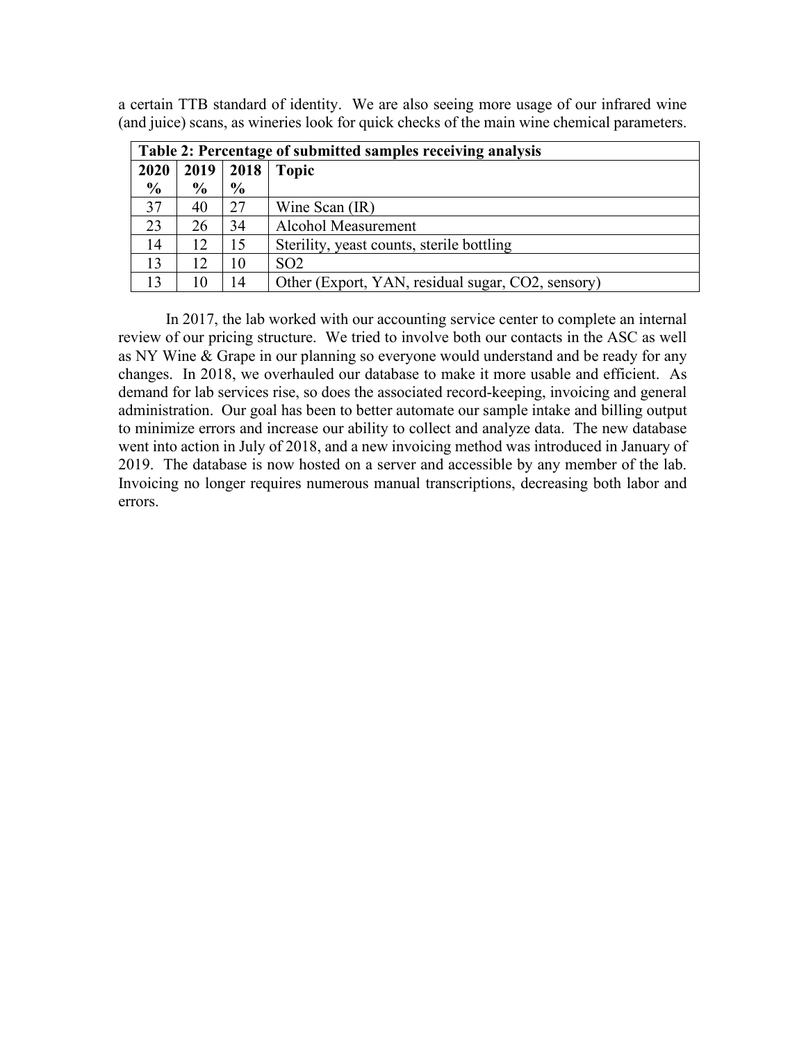a certain TTB standard of identity. We are also seeing more usage of our infrared wine (and juice) scans, as wineries look for quick checks of the main wine chemical parameters.

**Table 2: Percentage of submitted samples receiving analysis**

| 2020 % | 2019 % | 2018 % | Topic |
|---|---|---|---|
| 37 | 40 | 27 | Wine Scan (IR) |
| 23 | 26 | 34 | Alcohol Measurement |
| 14 | 12 | 15 | Sterility, yeast counts, sterile bottling |
| 13 | 12 | 10 | $SO_2$ |
| 13 | 10 | 14 | Other (Export, YAN, residual sugar, $CO_2$, sensory) |

In 2017, the lab worked with our accounting service center to complete an internal review of our pricing structure. We tried to involve both our contacts in the ASC as well as NY Wine & Grape in our planning so everyone would understand and be ready for any changes. In 2018, we overhauled our database to make it more usable and efficient. As demand for lab services rise, so does the associated record-keeping, invoicing and general administration. Our goal has been to better automate our sample intake and billing output to minimize errors and increase our ability to collect and analyze data. The new database went into action in July of 2018, and a new invoicing method was introduced in January of 2019. The database is now hosted on a server and accessible by any member of the lab. Invoicing no longer requires numerous manual transcriptions, decreasing both labor and errors.